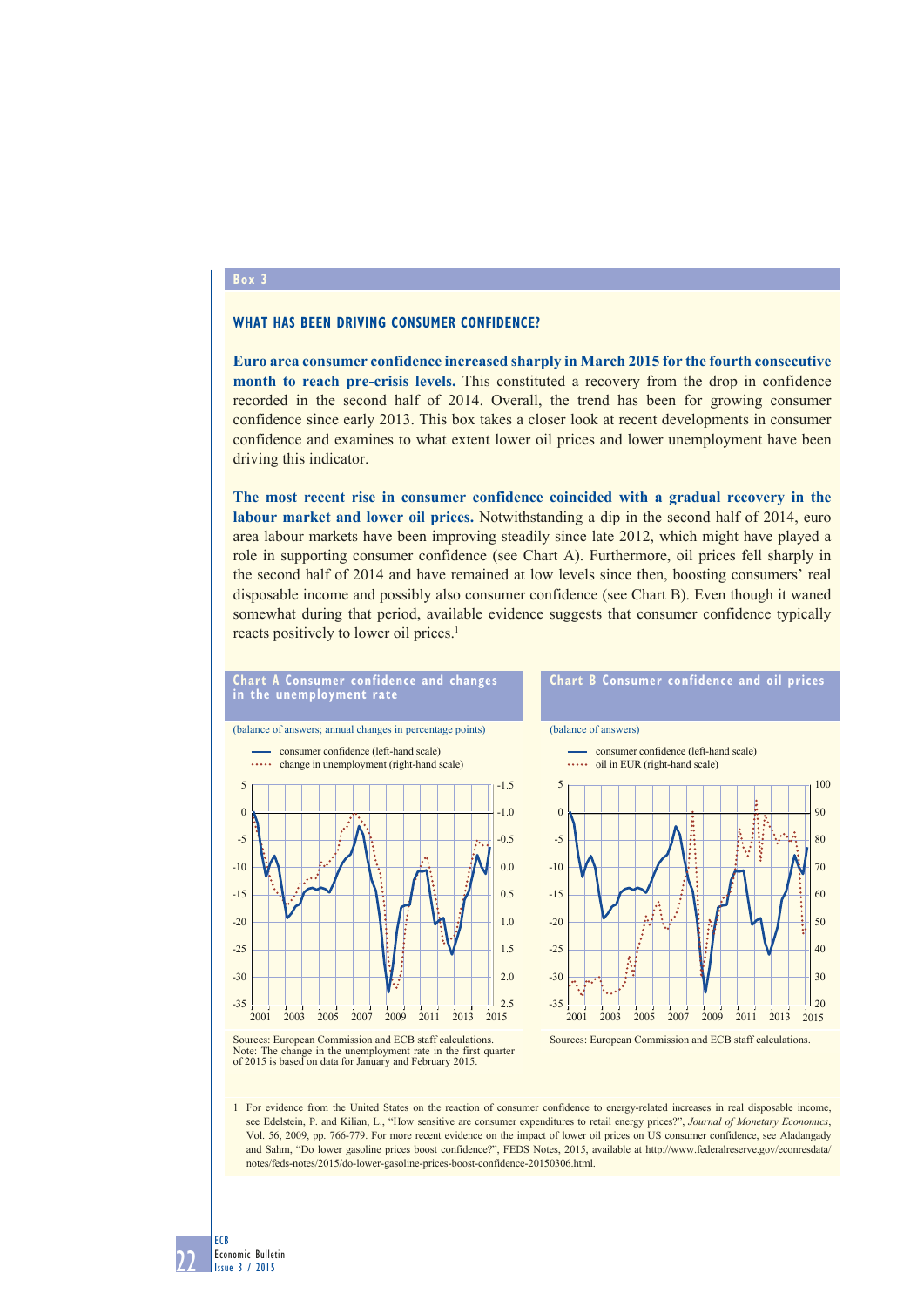## Box 3

### WHAT HAS BEEN DRIVING CONSUMER CONFIDENCE?

**Euro area consumer confidence increased sharply in March 2015 for the fourth consecutive month to reach pre-crisis levels.** This constituted a recovery from the drop in confidence recorded in the second half of 2014. Overall, the trend has been for growing consumer confidence since early 2013. This box takes a closer look at recent developments in consumer confidence and examines to what extent lower oil prices and lower unemployment have been driving this indicator.

**The most recent rise in consumer confidence coincided with a gradual recovery in the labour market and lower oil prices.** Notwithstanding a dip in the second half of 2014, euro area labour markets have been improving steadily since late 2012, which might have played a role in supporting consumer confidence (see Chart A). Furthermore, oil prices fell sharply in the second half of 2014 and have remained at low levels since then, boosting consumers' real disposable income and possibly also consumer confidence (see Chart B). Even though it waned somewhat during that period, available evidence suggests that consumer confidence typically reacts positively to lower oil prices.[1]

**Chart A Consumer confidence and changes in the unemployment rate**

(balance of answers; annual changes in percentage points)

- consumer confidence (left-hand scale)
- change in unemployment (right-hand scale)

Sources: European Commission and ECB staff calculations.
Note: The change in the unemployment rate in the first quarter of 2015 is based on data for January and February 2015.

**Chart B Consumer confidence and oil prices**

(balance of answers)

- consumer confidence (left-hand scale)
- oil in EUR (right-hand scale)

Sources: European Commission and ECB staff calculations.

1 For evidence from the United States on the reaction of consumer confidence to energy-related increases in real disposable income, see Edelstein, P. and Kilian, L., "How sensitive are consumer expenditures to retail energy prices?", *Journal of Monetary Economics*, Vol. 56, 2009, pp. 766-779. For more recent evidence on the impact of lower oil prices on US consumer confidence, see Aladangady and Sahm, "Do lower gasoline prices boost confidence?", FEDS Notes, 2015, available at http://www.federalreserve.gov/econresdata/notes/feds-notes/2015/do-lower-gasoline-prices-boost-confidence-20150306.html.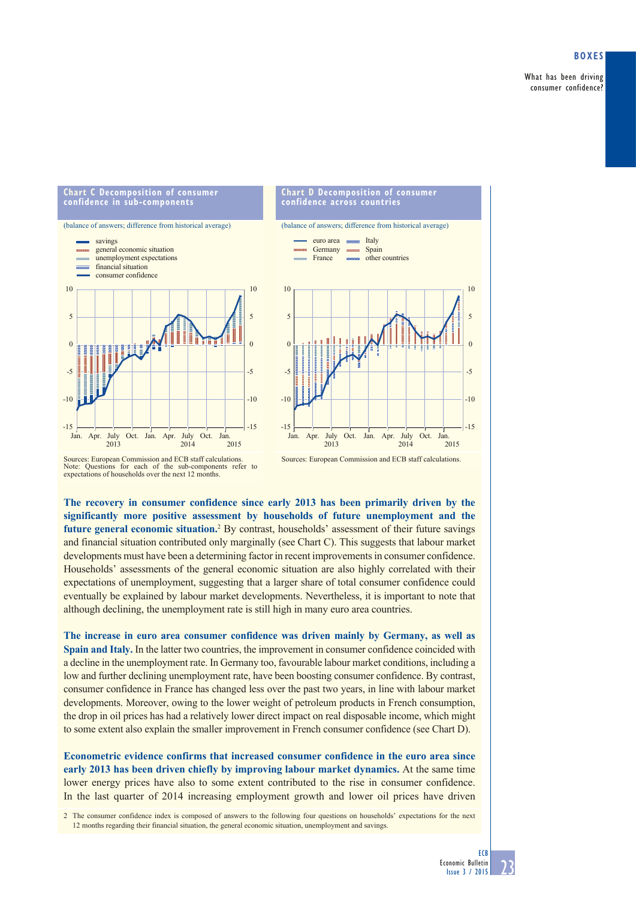**Chart C Decomposition of consumer confidence in sub-components**

(balance of answers; difference from historical average)

Sources: European Commission and ECB staff calculations.
Note: Questions for each of the sub-components refer to expectations of households over the next 12 months.

**Chart D Decomposition of consumer confidence across countries**

(balance of answers; difference from historical average)

Sources: European Commission and ECB staff calculations.

**The recovery in consumer confidence since early 2013 has been primarily driven by the significantly more positive assessment by households of future unemployment and the future general economic situation.**[2] By contrast, households' assessment of their future savings and financial situation contributed only marginally (see Chart C). This suggests that labour market developments must have been a determining factor in recent improvements in consumer confidence. Households' assessments of the general economic situation are also highly correlated with their expectations of unemployment, suggesting that a larger share of total consumer confidence could eventually be explained by labour market developments. Nevertheless, it is important to note that although declining, the unemployment rate is still high in many euro area countries.

**The increase in euro area consumer confidence was driven mainly by Germany, as well as Spain and Italy.** In the latter two countries, the improvement in consumer confidence coincided with a decline in the unemployment rate. In Germany too, favourable labour market conditions, including a low and further declining unemployment rate, have been boosting consumer confidence. By contrast, consumer confidence in France has changed less over the past two years, in line with labour market developments. Moreover, owing to the lower weight of petroleum products in French consumption, the drop in oil prices has had a relatively lower direct impact on real disposable income, which might to some extent also explain the smaller improvement in French consumer confidence (see Chart D).

**Econometric evidence confirms that increased consumer confidence in the euro area since early 2013 has been driven chiefly by improving labour market dynamics.** At the same time lower energy prices have also to some extent contributed to the rise in consumer confidence. In the last quarter of 2014 increasing employment growth and lower oil prices have driven

2 The consumer confidence index is composed of answers to the following four questions on households' expectations for the next 12 months regarding their financial situation, the general economic situation, unemployment and savings.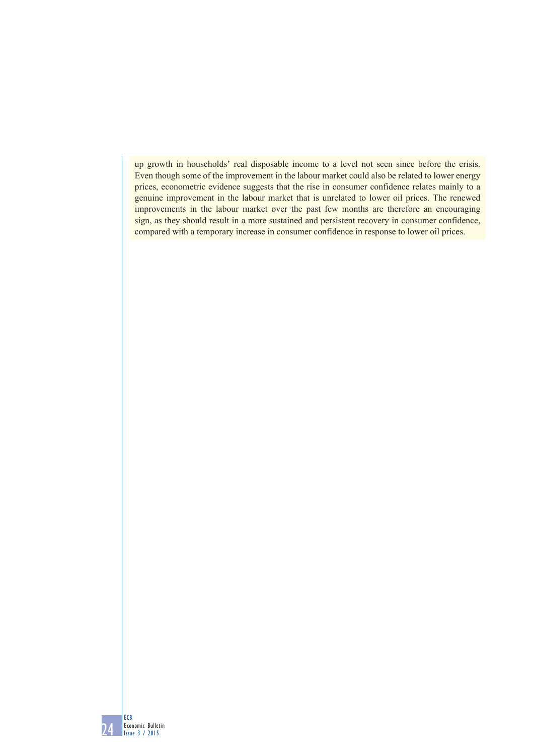up growth in households' real disposable income to a level not seen since before the crisis. Even though some of the improvement in the labour market could also be related to lower energy prices, econometric evidence suggests that the rise in consumer confidence relates mainly to a genuine improvement in the labour market that is unrelated to lower oil prices. The renewed improvements in the labour market over the past few months are therefore an encouraging sign, as they should result in a more sustained and persistent recovery in consumer confidence, compared with a temporary increase in consumer confidence in response to lower oil prices.